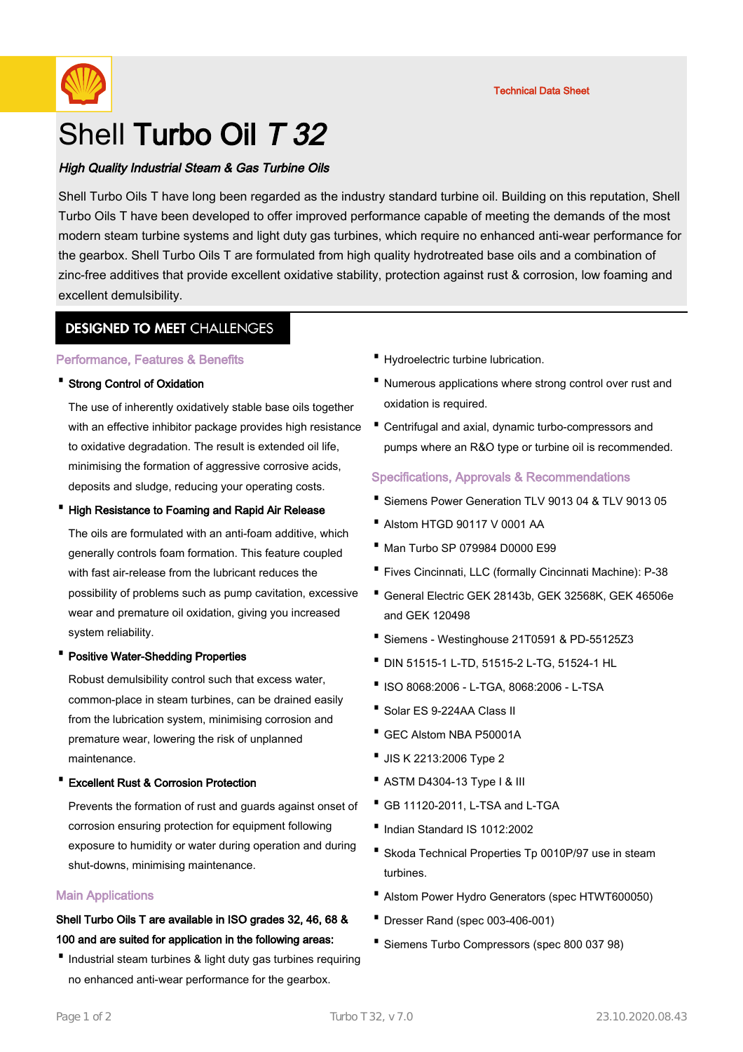Technical Data Sheet

# Shell Turbo Oil *T 32*

*High Quality Industrial Steam & Gas Turbine Oils*

Shell Turbo Oils T have long been regarded as the industry standard turbine oil. Building on this reputation, Shell Turbo Oils T have been developed to offer improved performance capable of meeting the demands of the most modern steam turbine systems and light duty gas turbines, which require no enhanced anti-wear performance for the gearbox. Shell Turbo Oils T are formulated from high quality hydrotreated base oils and a combination of zinc-free additives that provide excellent oxidative stability, protection against rust & corrosion, low foaming and excellent demulsibility.

## DESIGNED TO MEET CHALLENGES

### Performance, Features & Benefits

- **Strong Control of Oxidation**

  The use of inherently oxidatively stable base oils together with an effective inhibitor package provides high resistance to oxidative degradation. The result is extended oil life, minimising the formation of aggressive corrosive acids, deposits and sludge, reducing your operating costs.

- **High Resistance to Foaming and Rapid Air Release**

  The oils are formulated with an anti-foam additive, which generally controls foam formation. This feature coupled with fast air-release from the lubricant reduces the possibility of problems such as pump cavitation, excessive wear and premature oil oxidation, giving you increased system reliability.

- **Positive Water-Shedding Properties**

  Robust demulsibility control such that excess water, common-place in steam turbines, can be drained easily from the lubrication system, minimising corrosion and premature wear, lowering the risk of unplanned maintenance.

- **Excellent Rust & Corrosion Protection**

  Prevents the formation of rust and guards against onset of corrosion ensuring protection for equipment following exposure to humidity or water during operation and during shut-downs, minimising maintenance.

### Main Applications

**Shell Turbo Oils T are available in ISO grades 32, 46, 68 & 100 and are suited for application in the following areas:**

- Industrial steam turbines & light duty gas turbines requiring no enhanced anti-wear performance for the gearbox.
- Hydroelectric turbine lubrication.
- Numerous applications where strong control over rust and oxidation is required.
- Centrifugal and axial, dynamic turbo-compressors and pumps where an R&O type or turbine oil is recommended.

### Specifications, Approvals & Recommendations

- Siemens Power Generation TLV 9013 04 & TLV 9013 05
- Alstom HTGD 90117 V 0001 AA
- Man Turbo SP 079984 D0000 E99
- Fives Cincinnati, LLC (formally Cincinnati Machine): P-38
- General Electric GEK 28143b, GEK 32568K, GEK 46506e and GEK 120498
- Siemens - Westinghouse 21T0591 & PD-55125Z3
- DIN 51515-1 L-TD, 51515-2 L-TG, 51524-1 HL
- ISO 8068:2006 - L-TGA, 8068:2006 - L-TSA
- Solar ES 9-224AA Class II
- GEC Alstom NBA P50001A
- JIS K 2213:2006 Type 2
- ASTM D4304-13 Type I & III
- GB 11120-2011, L-TSA and L-TGA
- Indian Standard IS 1012:2002
- Skoda Technical Properties Tp 0010P/97 use in steam turbines.
- Alstom Power Hydro Generators (spec HTWT600050)
- Dresser Rand (spec 003-406-001)
- Siemens Turbo Compressors (spec 800 037 98)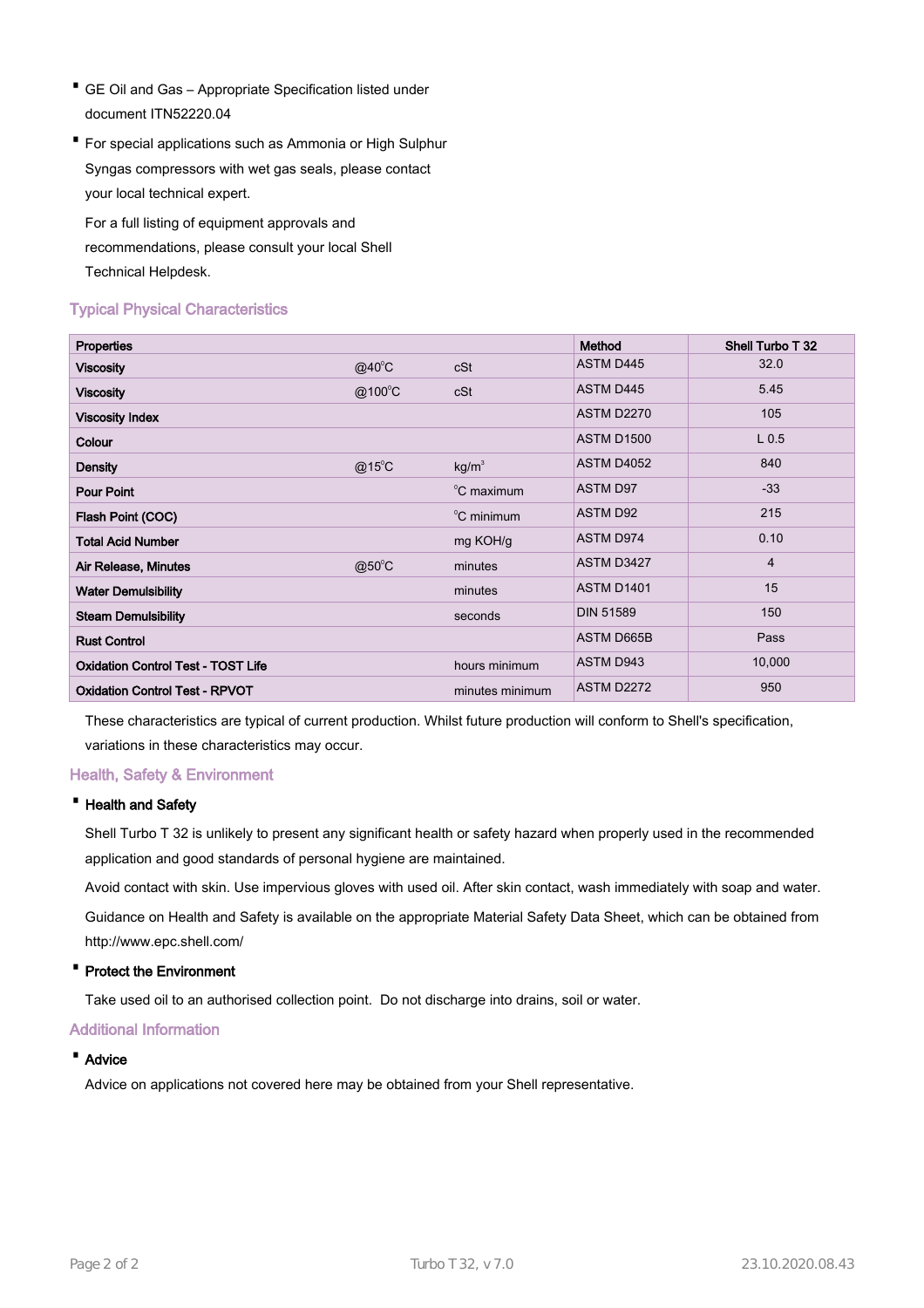- GE Oil and Gas – Appropriate Specification listed under document ITN52220.04
- For special applications such as Ammonia or High Sulphur Syngas compressors with wet gas seals, please contact your local technical expert.

  For a full listing of equipment approvals and recommendations, please consult your local Shell Technical Helpdesk.

## Typical Physical Characteristics

| Properties | | | Method | Shell Turbo T 32 |
|---|---|---|---|---|
| **Viscosity** | @40°C | cSt | ASTM D445 | 32.0 |
| **Viscosity** | @100°C | cSt | ASTM D445 | 5.45 |
| **Viscosity Index** | | | ASTM D2270 | 105 |
| **Colour** | | | ASTM D1500 | L 0.5 |
| **Density** | @15°C | kg/m³ | ASTM D4052 | 840 |
| **Pour Point** | | °C maximum | ASTM D97 | -33 |
| **Flash Point (COC)** | | °C minimum | ASTM D92 | 215 |
| **Total Acid Number** | | mg KOH/g | ASTM D974 | 0.10 |
| **Air Release, Minutes** | @50°C | minutes | ASTM D3427 | 4 |
| **Water Demulsibility** | | minutes | ASTM D1401 | 15 |
| **Steam Demulsibility** | | seconds | DIN 51589 | 150 |
| **Rust Control** | | | ASTM D665B | Pass |
| **Oxidation Control Test - TOST Life** | | hours minimum | ASTM D943 | 10,000 |
| **Oxidation Control Test - RPVOT** | | minutes minimum | ASTM D2272 | 950 |

These characteristics are typical of current production. Whilst future production will conform to Shell's specification, variations in these characteristics may occur.

## Health, Safety & Environment

- **Health and Safety**

  Shell Turbo T 32 is unlikely to present any significant health or safety hazard when properly used in the recommended application and good standards of personal hygiene are maintained.

  Avoid contact with skin. Use impervious gloves with used oil. After skin contact, wash immediately with soap and water.

  Guidance on Health and Safety is available on the appropriate Material Safety Data Sheet, which can be obtained from http://www.epc.shell.com/

- **Protect the Environment**

  Take used oil to an authorised collection point. Do not discharge into drains, soil or water.

## Additional Information

- **Advice**

  Advice on applications not covered here may be obtained from your Shell representative.